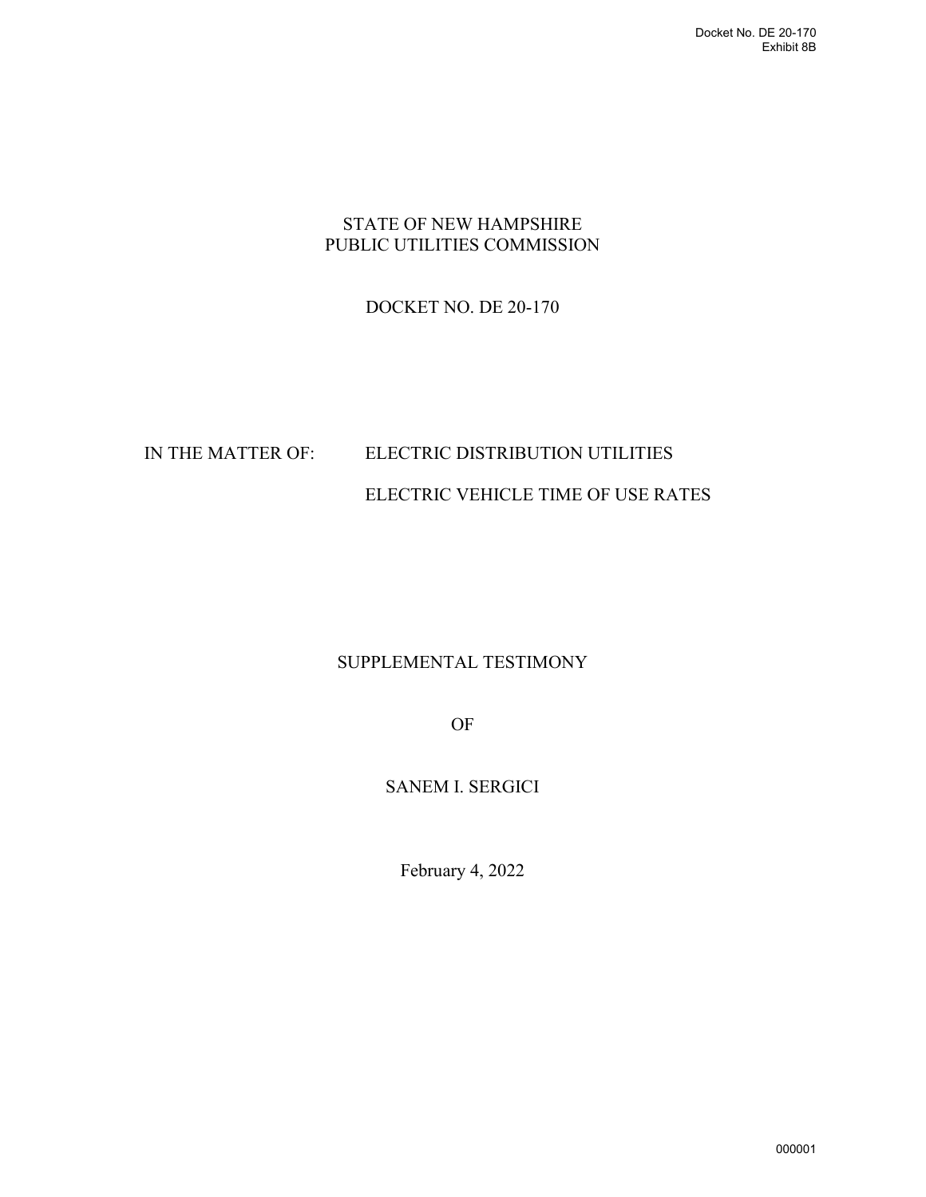Docket No. DE 20-170
Exhibit 8B

STATE OF NEW HAMPSHIRE
PUBLIC UTILITIES COMMISSION

DOCKET NO. DE 20-170

IN THE MATTER OF: ELECTRIC DISTRIBUTION UTILITIES

ELECTRIC VEHICLE TIME OF USE RATES

SUPPLEMENTAL TESTIMONY

OF

SANEM I. SERGICI

February 4, 2022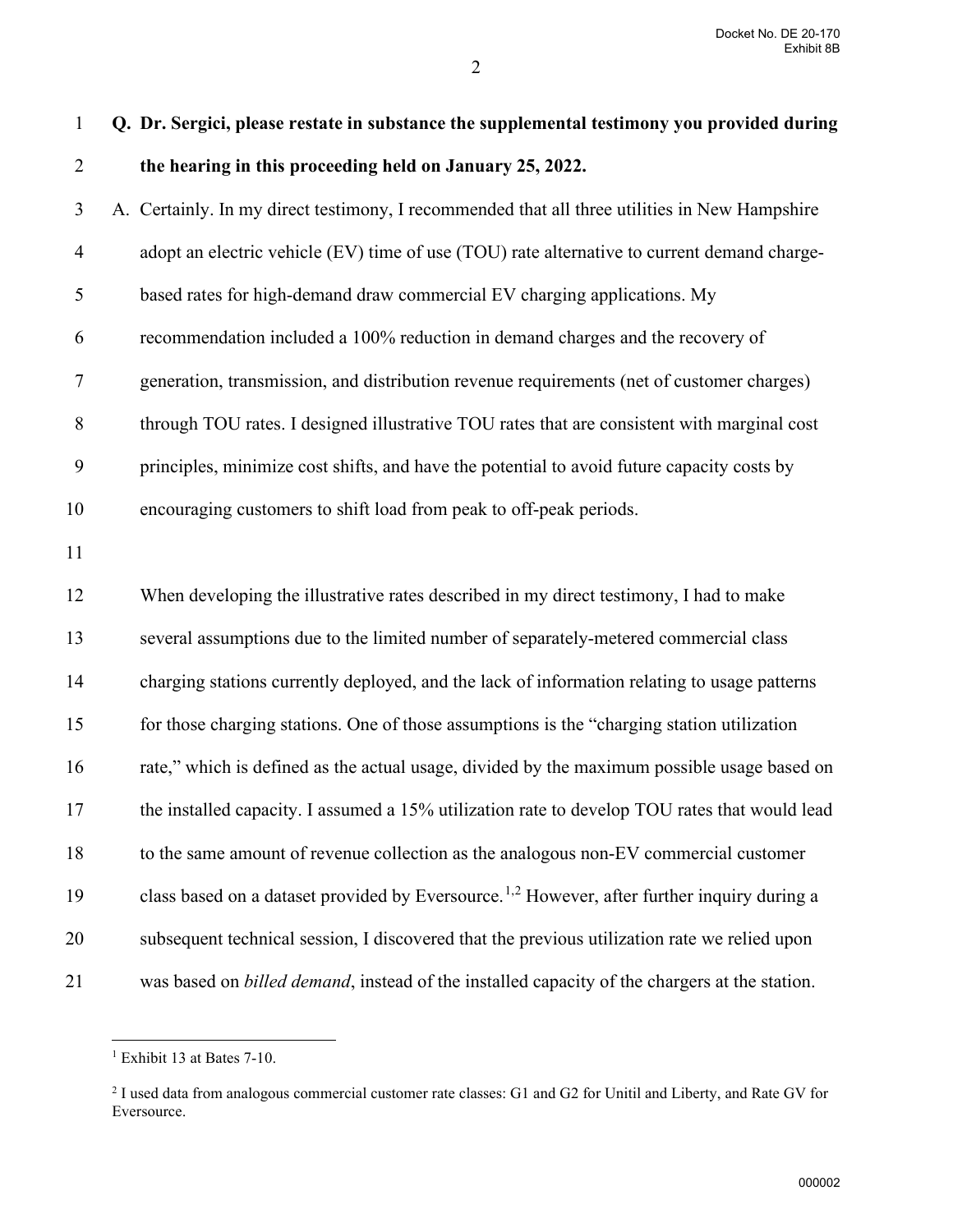**Q. Dr. Sergici, please restate in substance the supplemental testimony you provided during the hearing in this proceeding held on January 25, 2022.**

A. Certainly. In my direct testimony, I recommended that all three utilities in New Hampshire adopt an electric vehicle (EV) time of use (TOU) rate alternative to current demand charge-based rates for high-demand draw commercial EV charging applications. My recommendation included a 100% reduction in demand charges and the recovery of generation, transmission, and distribution revenue requirements (net of customer charges) through TOU rates. I designed illustrative TOU rates that are consistent with marginal cost principles, minimize cost shifts, and have the potential to avoid future capacity costs by encouraging customers to shift load from peak to off-peak periods.

When developing the illustrative rates described in my direct testimony, I had to make several assumptions due to the limited number of separately-metered commercial class charging stations currently deployed, and the lack of information relating to usage patterns for those charging stations. One of those assumptions is the "charging station utilization rate," which is defined as the actual usage, divided by the maximum possible usage based on the installed capacity. I assumed a 15% utilization rate to develop TOU rates that would lead to the same amount of revenue collection as the analogous non-EV commercial customer class based on a dataset provided by Eversource.[1,2] However, after further inquiry during a subsequent technical session, I discovered that the previous utilization rate we relied upon was based on *billed demand*, instead of the installed capacity of the chargers at the station.

---

[1] Exhibit 13 at Bates 7-10.

[2] I used data from analogous commercial customer rate classes: G1 and G2 for Unitil and Liberty, and Rate GV for Eversource.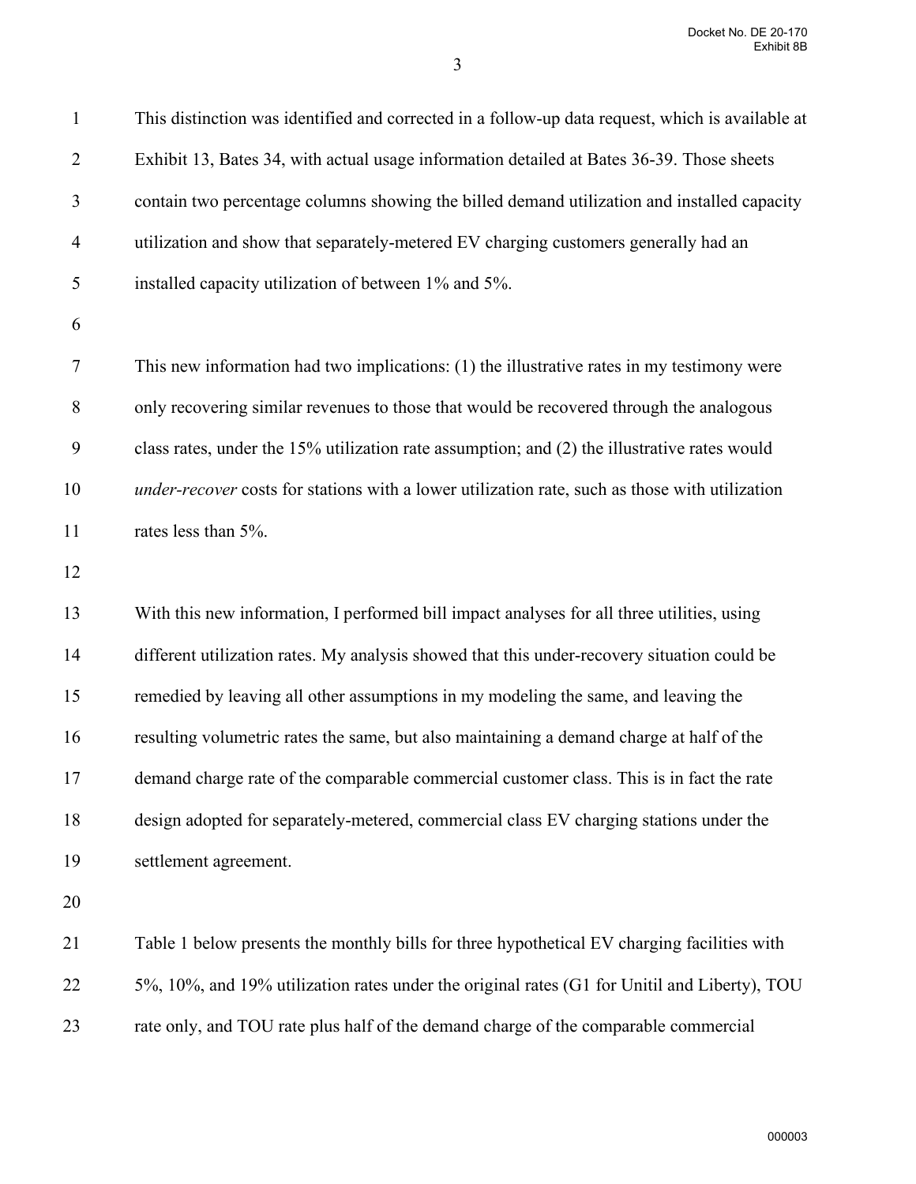This distinction was identified and corrected in a follow-up data request, which is available at Exhibit 13, Bates 34, with actual usage information detailed at Bates 36-39. Those sheets contain two percentage columns showing the billed demand utilization and installed capacity utilization and show that separately-metered EV charging customers generally had an installed capacity utilization of between 1% and 5%.

This new information had two implications: (1) the illustrative rates in my testimony were only recovering similar revenues to those that would be recovered through the analogous class rates, under the 15% utilization rate assumption; and (2) the illustrative rates would *under-recover* costs for stations with a lower utilization rate, such as those with utilization rates less than 5%.

With this new information, I performed bill impact analyses for all three utilities, using different utilization rates. My analysis showed that this under-recovery situation could be remedied by leaving all other assumptions in my modeling the same, and leaving the resulting volumetric rates the same, but also maintaining a demand charge at half of the demand charge rate of the comparable commercial customer class. This is in fact the rate design adopted for separately-metered, commercial class EV charging stations under the settlement agreement.

Table 1 below presents the monthly bills for three hypothetical EV charging facilities with 5%, 10%, and 19% utilization rates under the original rates (G1 for Unitil and Liberty), TOU rate only, and TOU rate plus half of the demand charge of the comparable commercial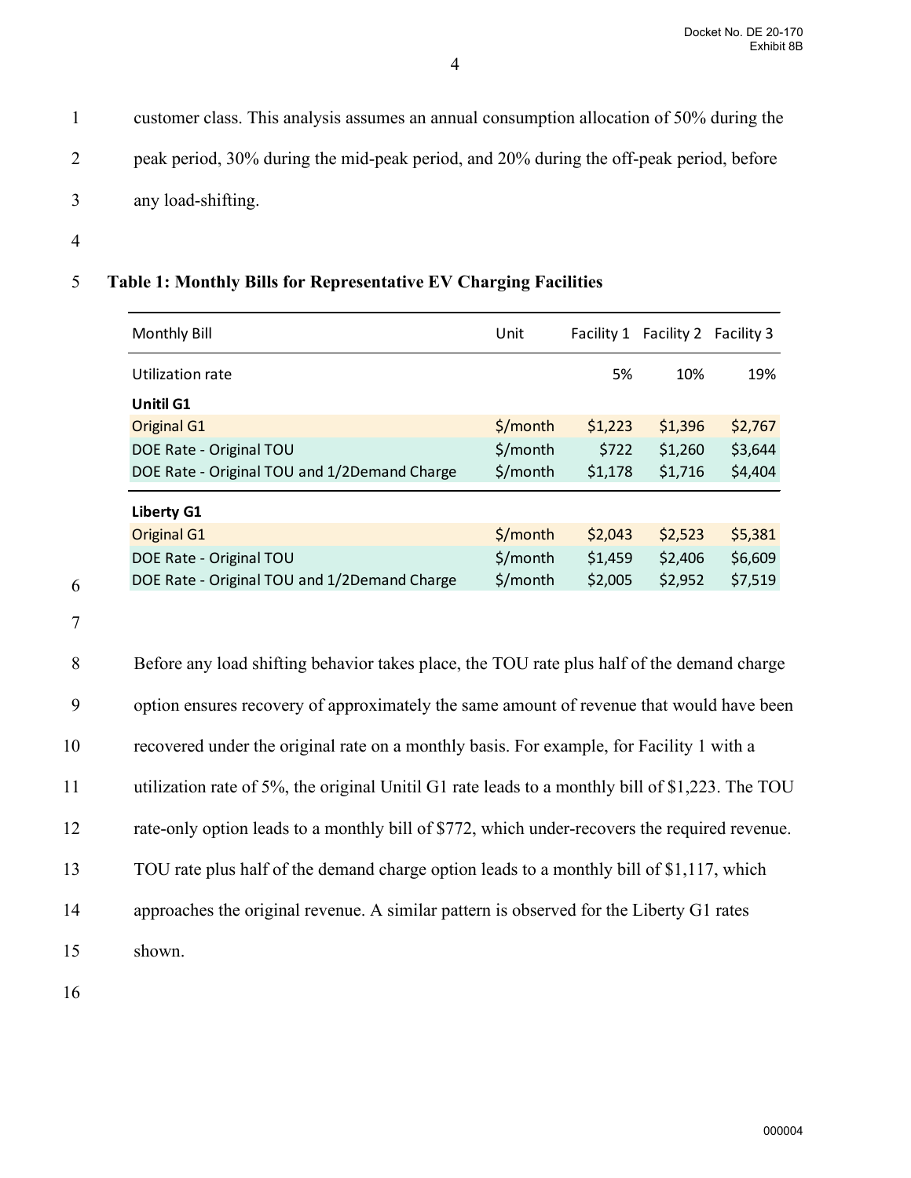customer class. This analysis assumes an annual consumption allocation of 50% during the peak period, 30% during the mid-peak period, and 20% during the off-peak period, before any load-shifting.

**Table 1: Monthly Bills for Representative EV Charging Facilities**

| Monthly Bill | Unit | Facility 1 | Facility 2 | Facility 3 |
|---|---|---|---|---|
| Utilization rate | | 5% | 10% | 19% |
| **Unitil G1** | | | | |
| Original G1 | $/month | $1,223 | $1,396 | $2,767 |
| DOE Rate - Original TOU | $/month | $722 | $1,260 | $3,644 |
| DOE Rate - Original TOU and 1/2Demand Charge | $/month | $1,178 | $1,716 | $4,404 |
| **Liberty G1** | | | | |
| Original G1 | $/month | $2,043 | $2,523 | $5,381 |
| DOE Rate - Original TOU | $/month | $1,459 | $2,406 | $6,609 |
| DOE Rate - Original TOU and 1/2Demand Charge | $/month | $2,005 | $2,952 | $7,519 |

Before any load shifting behavior takes place, the TOU rate plus half of the demand charge option ensures recovery of approximately the same amount of revenue that would have been recovered under the original rate on a monthly basis. For example, for Facility 1 with a utilization rate of 5%, the original Unitil G1 rate leads to a monthly bill of $1,223. The TOU rate-only option leads to a monthly bill of $772, which under-recovers the required revenue. TOU rate plus half of the demand charge option leads to a monthly bill of $1,117, which approaches the original revenue. A similar pattern is observed for the Liberty G1 rates shown.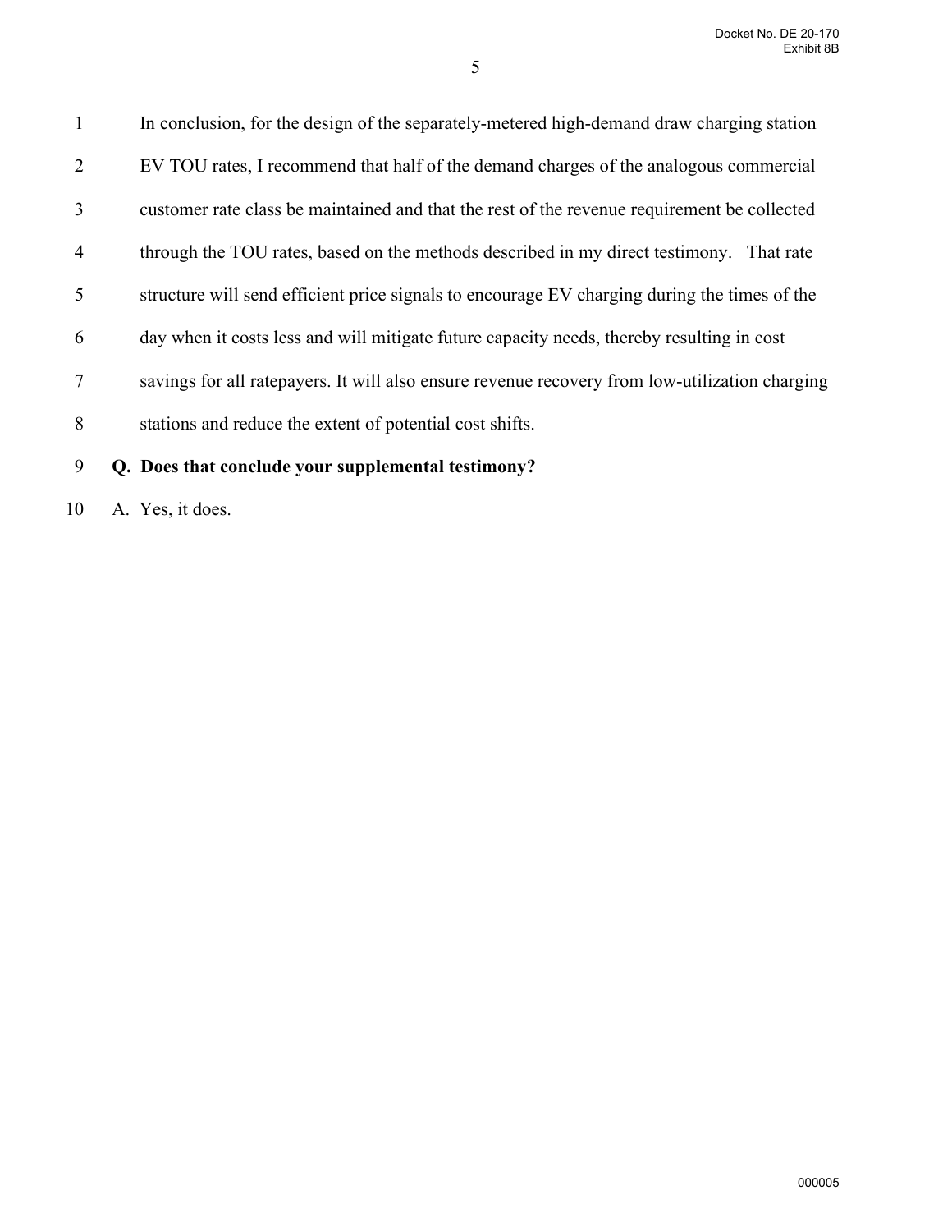In conclusion, for the design of the separately-metered high-demand draw charging station EV TOU rates, I recommend that half of the demand charges of the analogous commercial customer rate class be maintained and that the rest of the revenue requirement be collected through the TOU rates, based on the methods described in my direct testimony. That rate structure will send efficient price signals to encourage EV charging during the times of the day when it costs less and will mitigate future capacity needs, thereby resulting in cost savings for all ratepayers. It will also ensure revenue recovery from low-utilization charging stations and reduce the extent of potential cost shifts.

**Q. Does that conclude your supplemental testimony?**

A. Yes, it does.